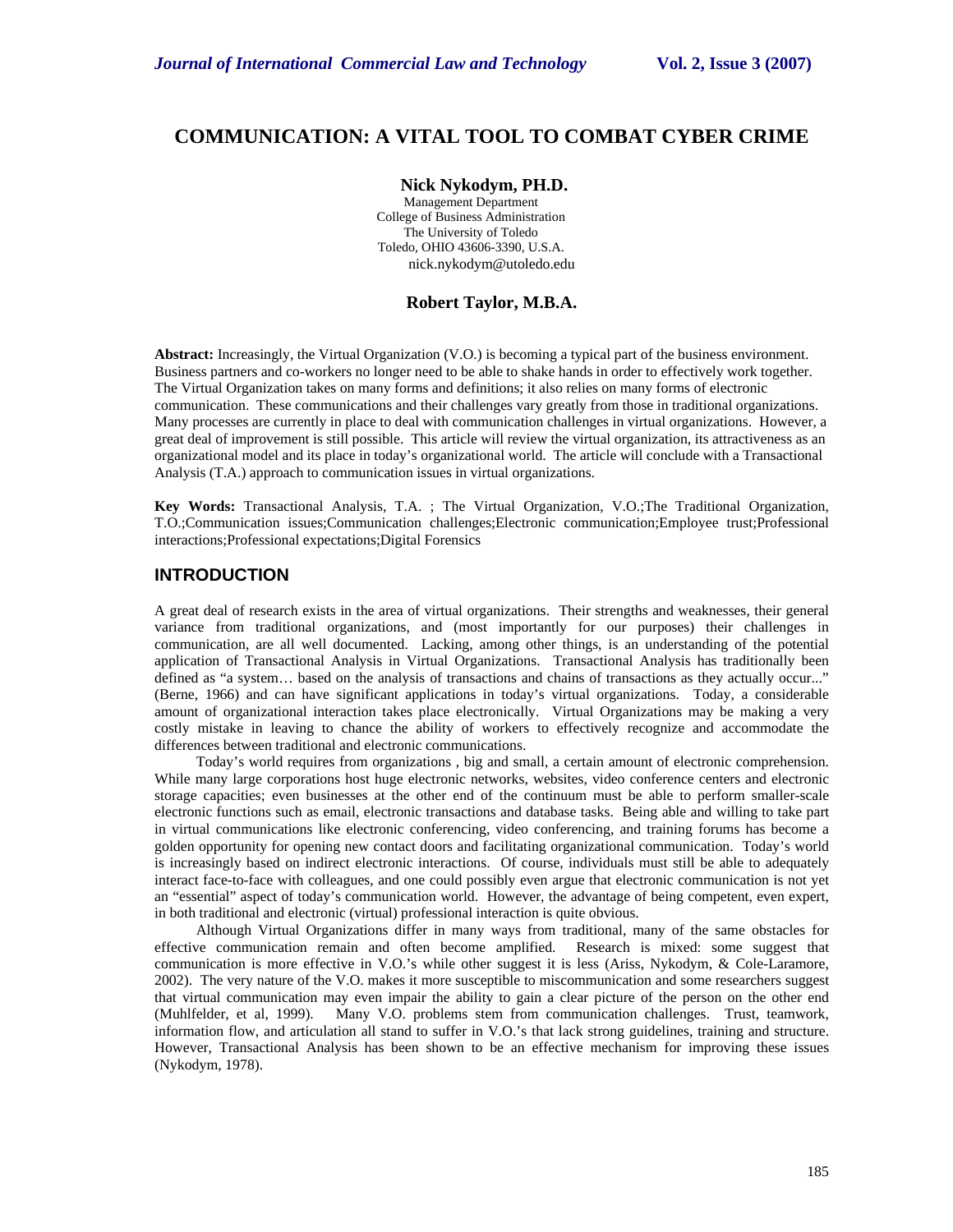# COMMUNICATION: A VITAL TOOL TO COMBAT CYBER CRIME

**Nick Nykodym, PH.D.**
Management Department
College of Business Administration
The University of Toledo
Toledo, OHIO 43606-3390, U.S.A.
nick.nykodym@utoledo.edu

**Robert Taylor, M.B.A.**

**Abstract:** Increasingly, the Virtual Organization (V.O.) is becoming a typical part of the business environment. Business partners and co-workers no longer need to be able to shake hands in order to effectively work together. The Virtual Organization takes on many forms and definitions; it also relies on many forms of electronic communication. These communications and their challenges vary greatly from those in traditional organizations. Many processes are currently in place to deal with communication challenges in virtual organizations. However, a great deal of improvement is still possible. This article will review the virtual organization, its attractiveness as an organizational model and its place in today's organizational world. The article will conclude with a Transactional Analysis (T.A.) approach to communication issues in virtual organizations.

**Key Words:** Transactional Analysis, T.A. ; The Virtual Organization, V.O.;The Traditional Organization, T.O.;Communication issues;Communication challenges;Electronic communication;Employee trust;Professional interactions;Professional expectations;Digital Forensics

## INTRODUCTION

A great deal of research exists in the area of virtual organizations. Their strengths and weaknesses, their general variance from traditional organizations, and (most importantly for our purposes) their challenges in communication, are all well documented. Lacking, among other things, is an understanding of the potential application of Transactional Analysis in Virtual Organizations. Transactional Analysis has traditionally been defined as "a system… based on the analysis of transactions and chains of transactions as they actually occur..." (Berne, 1966) and can have significant applications in today's virtual organizations. Today, a considerable amount of organizational interaction takes place electronically. Virtual Organizations may be making a very costly mistake in leaving to chance the ability of workers to effectively recognize and accommodate the differences between traditional and electronic communications.

Today's world requires from organizations , big and small, a certain amount of electronic comprehension. While many large corporations host huge electronic networks, websites, video conference centers and electronic storage capacities; even businesses at the other end of the continuum must be able to perform smaller-scale electronic functions such as email, electronic transactions and database tasks. Being able and willing to take part in virtual communications like electronic conferencing, video conferencing, and training forums has become a golden opportunity for opening new contact doors and facilitating organizational communication. Today's world is increasingly based on indirect electronic interactions. Of course, individuals must still be able to adequately interact face-to-face with colleagues, and one could possibly even argue that electronic communication is not yet an "essential" aspect of today's communication world. However, the advantage of being competent, even expert, in both traditional and electronic (virtual) professional interaction is quite obvious.

Although Virtual Organizations differ in many ways from traditional, many of the same obstacles for effective communication remain and often become amplified. Research is mixed: some suggest that communication is more effective in V.O.'s while other suggest it is less (Ariss, Nykodym, & Cole-Laramore, 2002). The very nature of the V.O. makes it more susceptible to miscommunication and some researchers suggest that virtual communication may even impair the ability to gain a clear picture of the person on the other end (Muhlfelder, et al, 1999). Many V.O. problems stem from communication challenges. Trust, teamwork, information flow, and articulation all stand to suffer in V.O.'s that lack strong guidelines, training and structure. However, Transactional Analysis has been shown to be an effective mechanism for improving these issues (Nykodym, 1978).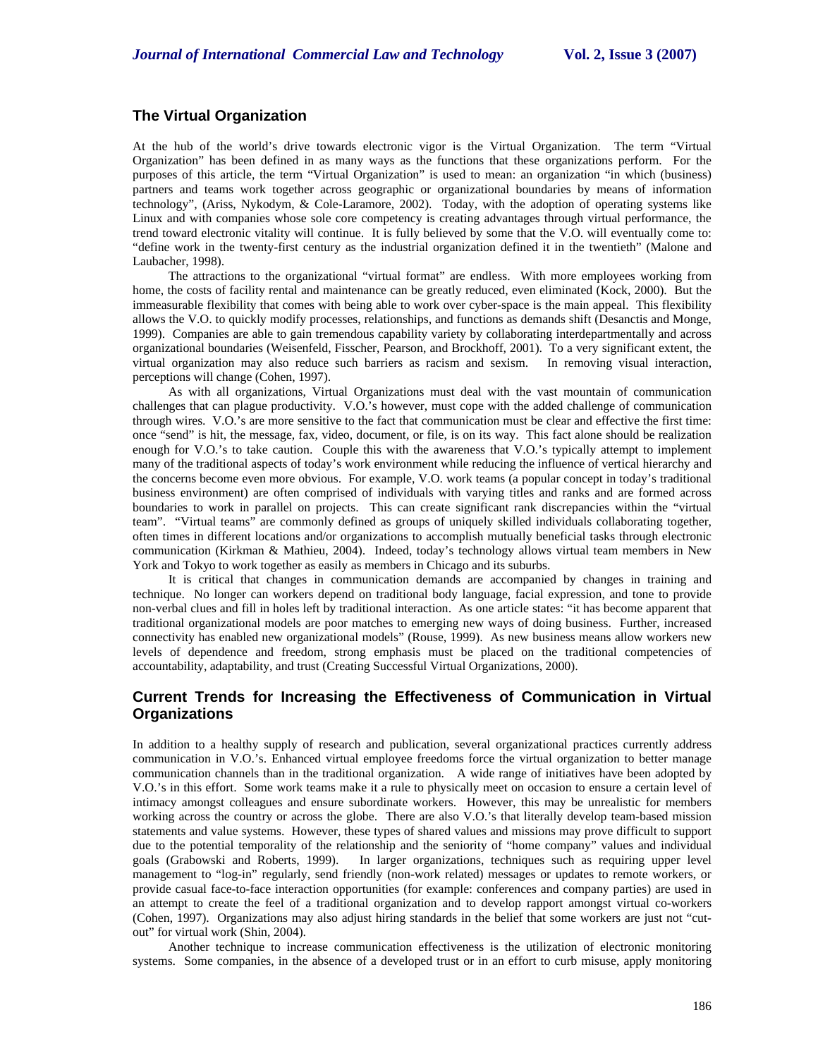## The Virtual Organization

At the hub of the world's drive towards electronic vigor is the Virtual Organization. The term "Virtual Organization" has been defined in as many ways as the functions that these organizations perform. For the purposes of this article, the term "Virtual Organization" is used to mean: an organization "in which (business) partners and teams work together across geographic or organizational boundaries by means of information technology", (Ariss, Nykodym, & Cole-Laramore, 2002). Today, with the adoption of operating systems like Linux and with companies whose sole core competency is creating advantages through virtual performance, the trend toward electronic vitality will continue. It is fully believed by some that the V.O. will eventually come to: "define work in the twenty-first century as the industrial organization defined it in the twentieth" (Malone and Laubacher, 1998).

The attractions to the organizational "virtual format" are endless. With more employees working from home, the costs of facility rental and maintenance can be greatly reduced, even eliminated (Kock, 2000). But the immeasurable flexibility that comes with being able to work over cyber-space is the main appeal. This flexibility allows the V.O. to quickly modify processes, relationships, and functions as demands shift (Desanctis and Monge, 1999). Companies are able to gain tremendous capability variety by collaborating interdepartmentally and across organizational boundaries (Weisenfeld, Fisscher, Pearson, and Brockhoff, 2001). To a very significant extent, the virtual organization may also reduce such barriers as racism and sexism. In removing visual interaction, perceptions will change (Cohen, 1997).

As with all organizations, Virtual Organizations must deal with the vast mountain of communication challenges that can plague productivity. V.O.'s however, must cope with the added challenge of communication through wires. V.O.'s are more sensitive to the fact that communication must be clear and effective the first time: once "send" is hit, the message, fax, video, document, or file, is on its way. This fact alone should be realization enough for V.O.'s to take caution. Couple this with the awareness that V.O.'s typically attempt to implement many of the traditional aspects of today's work environment while reducing the influence of vertical hierarchy and the concerns become even more obvious. For example, V.O. work teams (a popular concept in today's traditional business environment) are often comprised of individuals with varying titles and ranks and are formed across boundaries to work in parallel on projects. This can create significant rank discrepancies within the "virtual team". "Virtual teams" are commonly defined as groups of uniquely skilled individuals collaborating together, often times in different locations and/or organizations to accomplish mutually beneficial tasks through electronic communication (Kirkman & Mathieu, 2004). Indeed, today's technology allows virtual team members in New York and Tokyo to work together as easily as members in Chicago and its suburbs.

It is critical that changes in communication demands are accompanied by changes in training and technique. No longer can workers depend on traditional body language, facial expression, and tone to provide non-verbal clues and fill in holes left by traditional interaction. As one article states: "it has become apparent that traditional organizational models are poor matches to emerging new ways of doing business. Further, increased connectivity has enabled new organizational models" (Rouse, 1999). As new business means allow workers new levels of dependence and freedom, strong emphasis must be placed on the traditional competencies of accountability, adaptability, and trust (Creating Successful Virtual Organizations, 2000).

## Current Trends for Increasing the Effectiveness of Communication in Virtual Organizations

In addition to a healthy supply of research and publication, several organizational practices currently address communication in V.O.'s. Enhanced virtual employee freedoms force the virtual organization to better manage communication channels than in the traditional organization. A wide range of initiatives have been adopted by V.O.'s in this effort. Some work teams make it a rule to physically meet on occasion to ensure a certain level of intimacy amongst colleagues and ensure subordinate workers. However, this may be unrealistic for members working across the country or across the globe. There are also V.O.'s that literally develop team-based mission statements and value systems. However, these types of shared values and missions may prove difficult to support due to the potential temporality of the relationship and the seniority of "home company" values and individual goals (Grabowski and Roberts, 1999). In larger organizations, techniques such as requiring upper level management to "log-in" regularly, send friendly (non-work related) messages or updates to remote workers, or provide casual face-to-face interaction opportunities (for example: conferences and company parties) are used in an attempt to create the feel of a traditional organization and to develop rapport amongst virtual co-workers (Cohen, 1997). Organizations may also adjust hiring standards in the belief that some workers are just not "cut-out" for virtual work (Shin, 2004).

Another technique to increase communication effectiveness is the utilization of electronic monitoring systems. Some companies, in the absence of a developed trust or in an effort to curb misuse, apply monitoring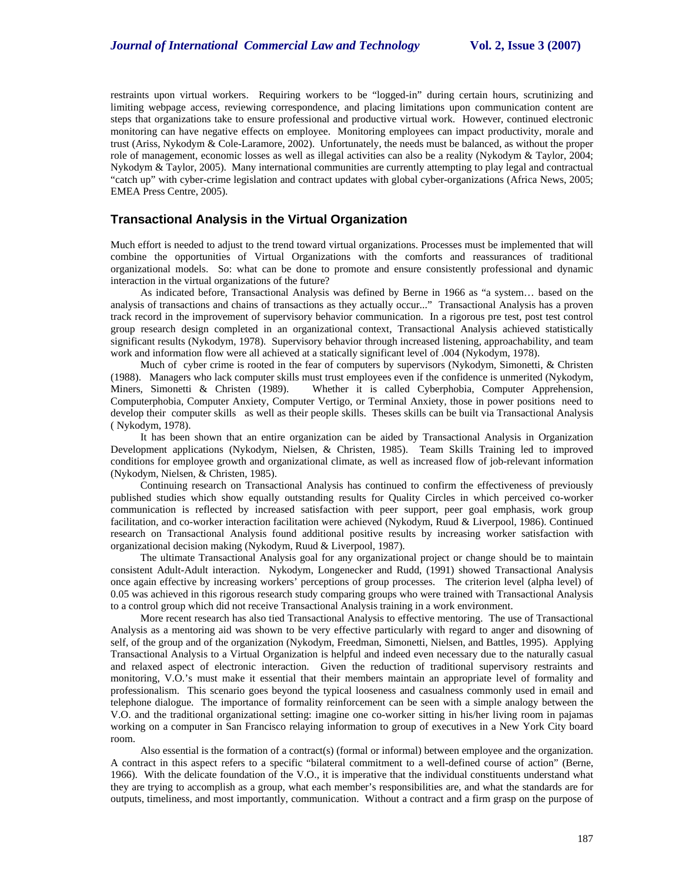restraints upon virtual workers. Requiring workers to be "logged-in" during certain hours, scrutinizing and limiting webpage access, reviewing correspondence, and placing limitations upon communication content are steps that organizations take to ensure professional and productive virtual work. However, continued electronic monitoring can have negative effects on employee. Monitoring employees can impact productivity, morale and trust (Ariss, Nykodym & Cole-Laramore, 2002). Unfortunately, the needs must be balanced, as without the proper role of management, economic losses as well as illegal activities can also be a reality (Nykodym & Taylor, 2004; Nykodym & Taylor, 2005). Many international communities are currently attempting to play legal and contractual "catch up" with cyber-crime legislation and contract updates with global cyber-organizations (Africa News, 2005; EMEA Press Centre, 2005).

## Transactional Analysis in the Virtual Organization

Much effort is needed to adjust to the trend toward virtual organizations. Processes must be implemented that will combine the opportunities of Virtual Organizations with the comforts and reassurances of traditional organizational models. So: what can be done to promote and ensure consistently professional and dynamic interaction in the virtual organizations of the future?

As indicated before, Transactional Analysis was defined by Berne in 1966 as "a system… based on the analysis of transactions and chains of transactions as they actually occur..." Transactional Analysis has a proven track record in the improvement of supervisory behavior communication. In a rigorous pre test, post test control group research design completed in an organizational context, Transactional Analysis achieved statistically significant results (Nykodym, 1978). Supervisory behavior through increased listening, approachability, and team work and information flow were all achieved at a statically significant level of .004 (Nykodym, 1978).

Much of cyber crime is rooted in the fear of computers by supervisors (Nykodym, Simonetti, & Christen (1988). Managers who lack computer skills must trust employees even if the confidence is unmerited (Nykodym, Miners, Simonetti & Christen (1989). Whether it is called Cyberphobia, Computer Apprehension, Computerphobia, Computer Anxiety, Computer Vertigo, or Terminal Anxiety, those in power positions need to develop their computer skills as well as their people skills. Theses skills can be built via Transactional Analysis ( Nykodym, 1978).

It has been shown that an entire organization can be aided by Transactional Analysis in Organization Development applications (Nykodym, Nielsen, & Christen, 1985). Team Skills Training led to improved conditions for employee growth and organizational climate, as well as increased flow of job-relevant information (Nykodym, Nielsen, & Christen, 1985).

Continuing research on Transactional Analysis has continued to confirm the effectiveness of previously published studies which show equally outstanding results for Quality Circles in which perceived co-worker communication is reflected by increased satisfaction with peer support, peer goal emphasis, work group facilitation, and co-worker interaction facilitation were achieved (Nykodym, Ruud & Liverpool, 1986). Continued research on Transactional Analysis found additional positive results by increasing worker satisfaction with organizational decision making (Nykodym, Ruud & Liverpool, 1987).

The ultimate Transactional Analysis goal for any organizational project or change should be to maintain consistent Adult-Adult interaction. Nykodym, Longenecker and Rudd, (1991) showed Transactional Analysis once again effective by increasing workers' perceptions of group processes. The criterion level (alpha level) of 0.05 was achieved in this rigorous research study comparing groups who were trained with Transactional Analysis to a control group which did not receive Transactional Analysis training in a work environment.

More recent research has also tied Transactional Analysis to effective mentoring. The use of Transactional Analysis as a mentoring aid was shown to be very effective particularly with regard to anger and disowning of self, of the group and of the organization (Nykodym, Freedman, Simonetti, Nielsen, and Battles, 1995). Applying Transactional Analysis to a Virtual Organization is helpful and indeed even necessary due to the naturally casual and relaxed aspect of electronic interaction. Given the reduction of traditional supervisory restraints and monitoring, V.O.'s must make it essential that their members maintain an appropriate level of formality and professionalism. This scenario goes beyond the typical looseness and casualness commonly used in email and telephone dialogue. The importance of formality reinforcement can be seen with a simple analogy between the V.O. and the traditional organizational setting: imagine one co-worker sitting in his/her living room in pajamas working on a computer in San Francisco relaying information to group of executives in a New York City board room.

Also essential is the formation of a contract(s) (formal or informal) between employee and the organization. A contract in this aspect refers to a specific "bilateral commitment to a well-defined course of action" (Berne, 1966). With the delicate foundation of the V.O., it is imperative that the individual constituents understand what they are trying to accomplish as a group, what each member's responsibilities are, and what the standards are for outputs, timeliness, and most importantly, communication. Without a contract and a firm grasp on the purpose of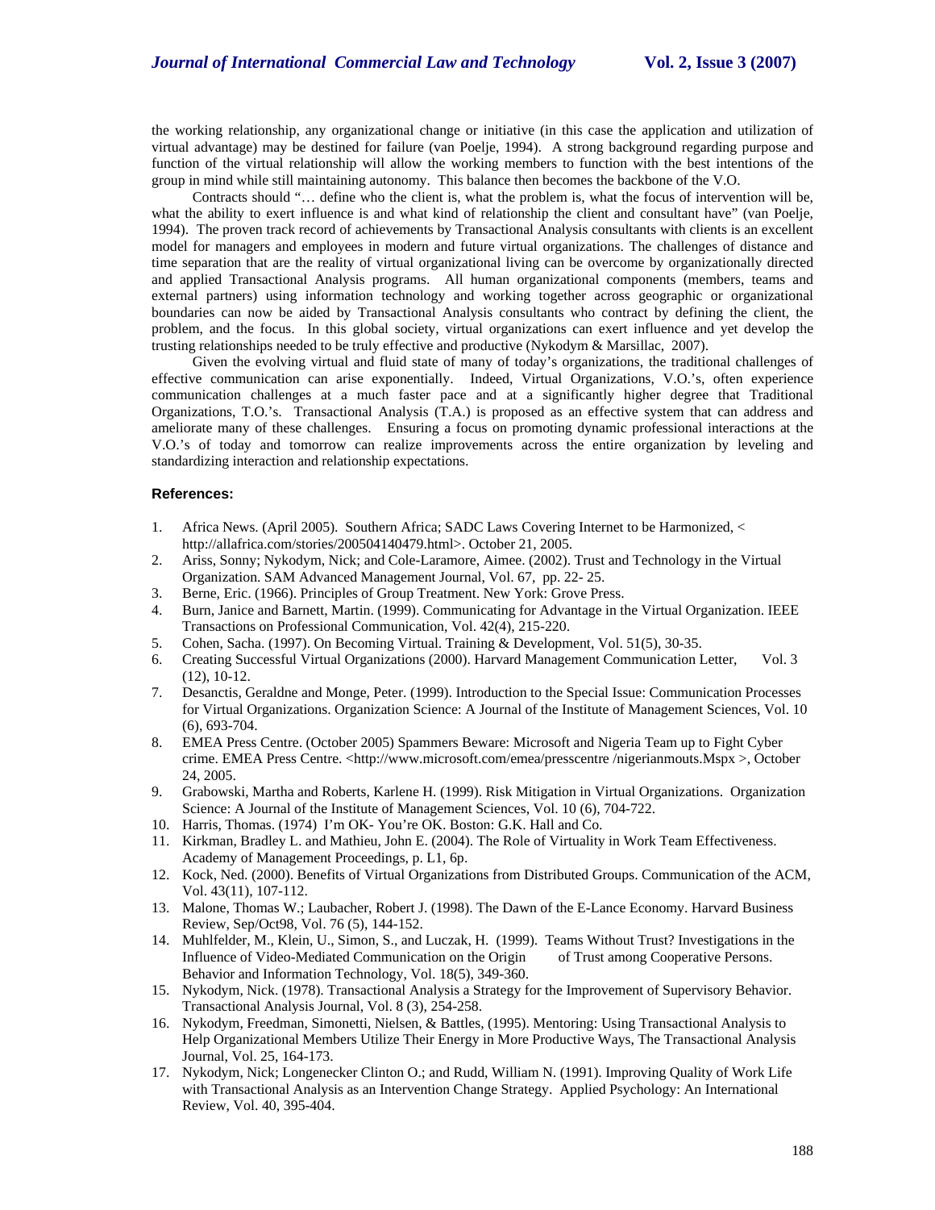the working relationship, any organizational change or initiative (in this case the application and utilization of virtual advantage) may be destined for failure (van Poelje, 1994). A strong background regarding purpose and function of the virtual relationship will allow the working members to function with the best intentions of the group in mind while still maintaining autonomy. This balance then becomes the backbone of the V.O.

Contracts should "… define who the client is, what the problem is, what the focus of intervention will be, what the ability to exert influence is and what kind of relationship the client and consultant have" (van Poelje, 1994). The proven track record of achievements by Transactional Analysis consultants with clients is an excellent model for managers and employees in modern and future virtual organizations. The challenges of distance and time separation that are the reality of virtual organizational living can be overcome by organizationally directed and applied Transactional Analysis programs. All human organizational components (members, teams and external partners) using information technology and working together across geographic or organizational boundaries can now be aided by Transactional Analysis consultants who contract by defining the client, the problem, and the focus. In this global society, virtual organizations can exert influence and yet develop the trusting relationships needed to be truly effective and productive (Nykodym & Marsillac, 2007).

Given the evolving virtual and fluid state of many of today's organizations, the traditional challenges of effective communication can arise exponentially. Indeed, Virtual Organizations, V.O.'s, often experience communication challenges at a much faster pace and at a significantly higher degree that Traditional Organizations, T.O.'s. Transactional Analysis (T.A.) is proposed as an effective system that can address and ameliorate many of these challenges. Ensuring a focus on promoting dynamic professional interactions at the V.O.'s of today and tomorrow can realize improvements across the entire organization by leveling and standardizing interaction and relationship expectations.

**References:**

1. Africa News. (April 2005). Southern Africa; SADC Laws Covering Internet to be Harmonized, < http://allafrica.com/stories/200504140479.html>. October 21, 2005.
2. Ariss, Sonny; Nykodym, Nick; and Cole-Laramore, Aimee. (2002). Trust and Technology in the Virtual Organization. SAM Advanced Management Journal, Vol. 67, pp. 22- 25.
3. Berne, Eric. (1966). Principles of Group Treatment. New York: Grove Press.
4. Burn, Janice and Barnett, Martin. (1999). Communicating for Advantage in the Virtual Organization. IEEE Transactions on Professional Communication, Vol. 42(4), 215-220.
5. Cohen, Sacha. (1997). On Becoming Virtual. Training & Development, Vol. 51(5), 30-35.
6. Creating Successful Virtual Organizations (2000). Harvard Management Communication Letter, Vol. 3 (12), 10-12.
7. Desanctis, Geraldne and Monge, Peter. (1999). Introduction to the Special Issue: Communication Processes for Virtual Organizations. Organization Science: A Journal of the Institute of Management Sciences, Vol. 10 (6), 693-704.
8. EMEA Press Centre. (October 2005) Spammers Beware: Microsoft and Nigeria Team up to Fight Cyber crime. EMEA Press Centre. <http://www.microsoft.com/emea/presscentre /nigerianmouts.Mspx >, October 24, 2005.
9. Grabowski, Martha and Roberts, Karlene H. (1999). Risk Mitigation in Virtual Organizations. Organization Science: A Journal of the Institute of Management Sciences, Vol. 10 (6), 704-722.
10. Harris, Thomas. (1974) I'm OK- You're OK. Boston: G.K. Hall and Co.
11. Kirkman, Bradley L. and Mathieu, John E. (2004). The Role of Virtuality in Work Team Effectiveness. Academy of Management Proceedings, p. L1, 6p.
12. Kock, Ned. (2000). Benefits of Virtual Organizations from Distributed Groups. Communication of the ACM, Vol. 43(11), 107-112.
13. Malone, Thomas W.; Laubacher, Robert J. (1998). The Dawn of the E-Lance Economy. Harvard Business Review, Sep/Oct98, Vol. 76 (5), 144-152.
14. Muhlfelder, M., Klein, U., Simon, S., and Luczak, H. (1999). Teams Without Trust? Investigations in the Influence of Video-Mediated Communication on the Origin of Trust among Cooperative Persons. Behavior and Information Technology, Vol. 18(5), 349-360.
15. Nykodym, Nick. (1978). Transactional Analysis a Strategy for the Improvement of Supervisory Behavior. Transactional Analysis Journal, Vol. 8 (3), 254-258.
16. Nykodym, Freedman, Simonetti, Nielsen, & Battles, (1995). Mentoring: Using Transactional Analysis to Help Organizational Members Utilize Their Energy in More Productive Ways, The Transactional Analysis Journal, Vol. 25, 164-173.
17. Nykodym, Nick; Longenecker Clinton O.; and Rudd, William N. (1991). Improving Quality of Work Life with Transactional Analysis as an Intervention Change Strategy. Applied Psychology: An International Review, Vol. 40, 395-404.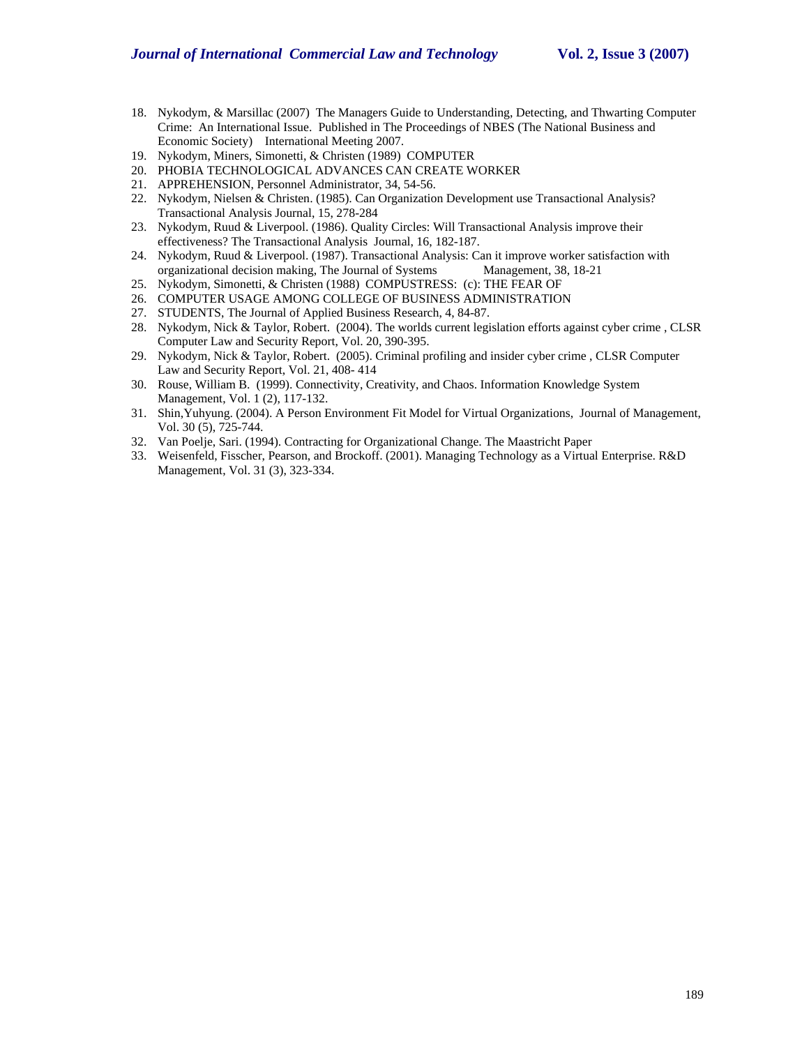18. Nykodym, & Marsillac (2007) The Managers Guide to Understanding, Detecting, and Thwarting Computer Crime: An International Issue. Published in The Proceedings of NBES (The National Business and Economic Society) International Meeting 2007.
19. Nykodym, Miners, Simonetti, & Christen (1989) COMPUTER
20. PHOBIA TECHNOLOGICAL ADVANCES CAN CREATE WORKER
21. APPREHENSION, Personnel Administrator, 34, 54-56.
22. Nykodym, Nielsen & Christen. (1985). Can Organization Development use Transactional Analysis? Transactional Analysis Journal, 15, 278-284
23. Nykodym, Ruud & Liverpool. (1986). Quality Circles: Will Transactional Analysis improve their effectiveness? The Transactional Analysis Journal, 16, 182-187.
24. Nykodym, Ruud & Liverpool. (1987). Transactional Analysis: Can it improve worker satisfaction with organizational decision making, The Journal of Systems Management, 38, 18-21
25. Nykodym, Simonetti, & Christen (1988) COMPUSTRESS: (c): THE FEAR OF
26. COMPUTER USAGE AMONG COLLEGE OF BUSINESS ADMINISTRATION
27. STUDENTS, The Journal of Applied Business Research, 4, 84-87.
28. Nykodym, Nick & Taylor, Robert. (2004). The worlds current legislation efforts against cyber crime , CLSR Computer Law and Security Report, Vol. 20, 390-395.
29. Nykodym, Nick & Taylor, Robert. (2005). Criminal profiling and insider cyber crime , CLSR Computer Law and Security Report, Vol. 21, 408- 414
30. Rouse, William B. (1999). Connectivity, Creativity, and Chaos. Information Knowledge System Management, Vol. 1 (2), 117-132.
31. Shin,Yuhyung. (2004). A Person Environment Fit Model for Virtual Organizations, Journal of Management, Vol. 30 (5), 725-744.
32. Van Poelje, Sari. (1994). Contracting for Organizational Change. The Maastricht Paper
33. Weisenfeld, Fisscher, Pearson, and Brockoff. (2001). Managing Technology as a Virtual Enterprise. R&D Management, Vol. 31 (3), 323-334.